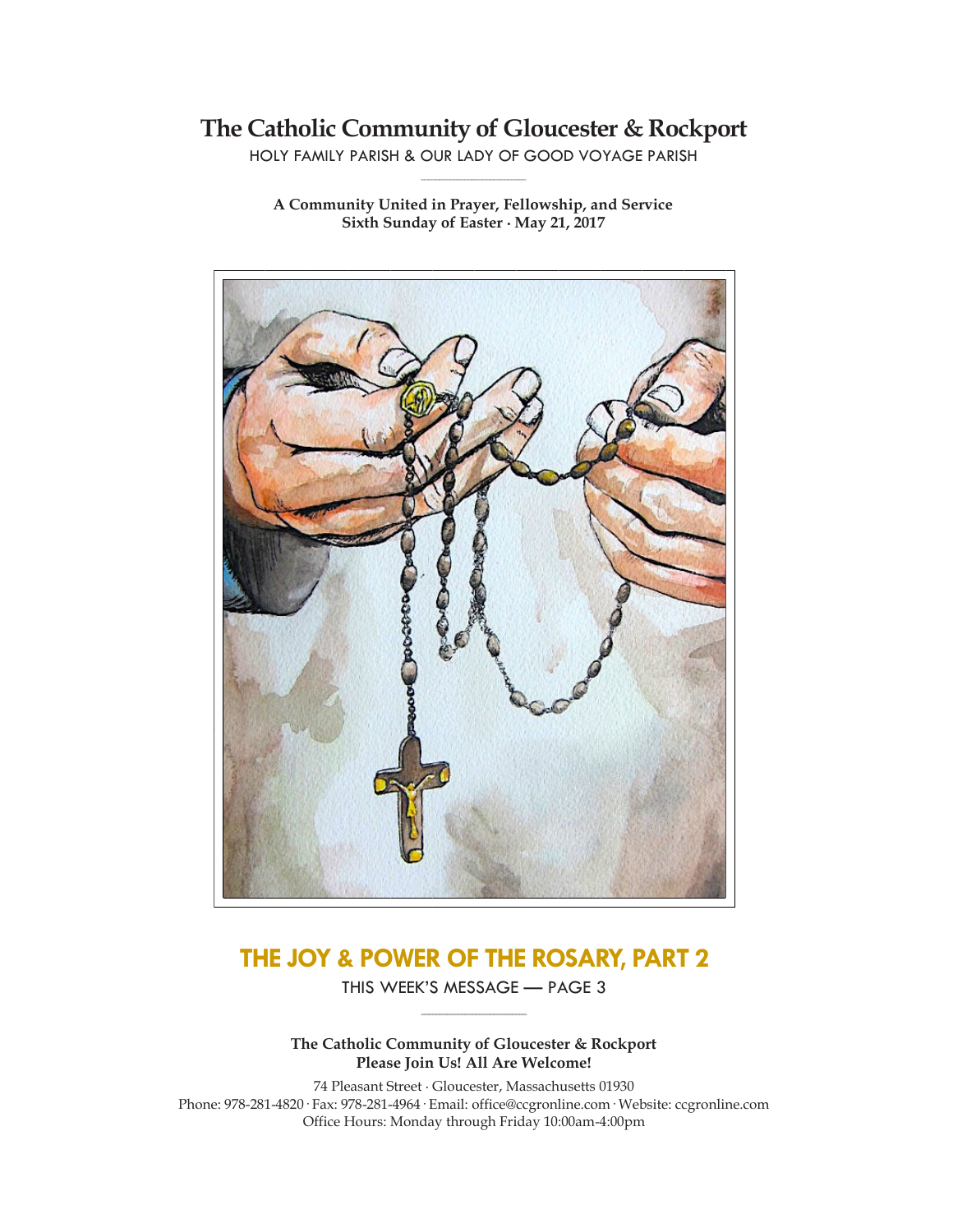# The Catholic Community of Gloucester & Rockport

HOLY FAMILY PARISH & OUR LADY OF GOOD VOYAGE PARISH

**A Community United in Prayer, Fellowship, and Service**
**Sixth Sunday of Easter · May 21, 2017**

## THE JOY & POWER OF THE ROSARY, PART 2

THIS WEEK'S MESSAGE — PAGE 3

**The Catholic Community of Gloucester & Rockport**
**Please Join Us! All Are Welcome!**

74 Pleasant Street · Gloucester, Massachusetts 01930
Phone: 978-281-4820 · Fax: 978-281-4964 · Email: office@ccgronline.com · Website: ccgronline.com
Office Hours: Monday through Friday 10:00am-4:00pm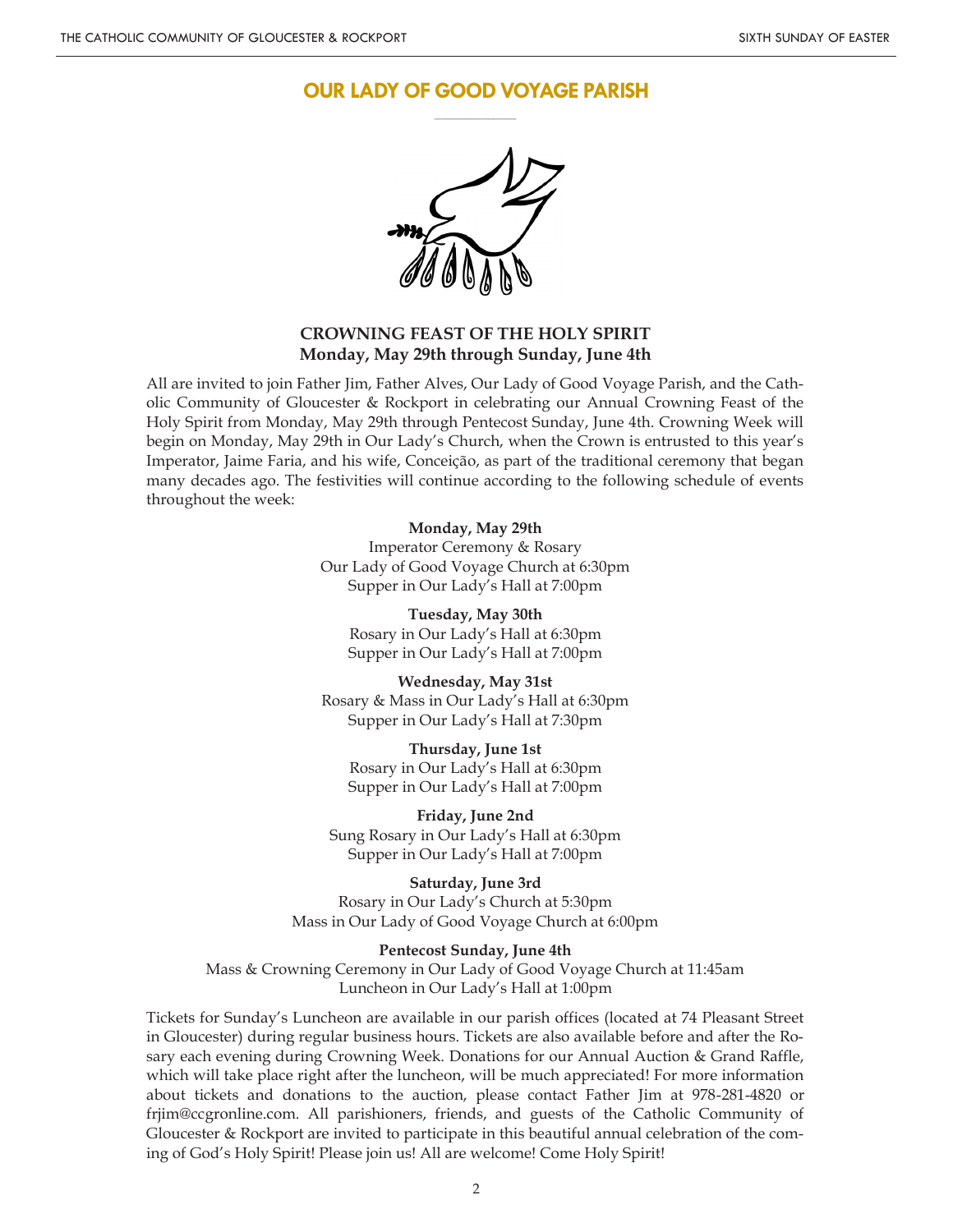# OUR LADY OF GOOD VOYAGE PARISH

**CROWNING FEAST OF THE HOLY SPIRIT**
**Monday, May 29th through Sunday, June 4th**

All are invited to join Father Jim, Father Alves, Our Lady of Good Voyage Parish, and the Catholic Community of Gloucester & Rockport in celebrating our Annual Crowning Feast of the Holy Spirit from Monday, May 29th through Pentecost Sunday, June 4th. Crowning Week will begin on Monday, May 29th in Our Lady's Church, when the Crown is entrusted to this year's Imperator, Jaime Faria, and his wife, Conceição, as part of the traditional ceremony that began many decades ago. The festivities will continue according to the following schedule of events throughout the week:

**Monday, May 29th**
Imperator Ceremony & Rosary
Our Lady of Good Voyage Church at 6:30pm
Supper in Our Lady's Hall at 7:00pm

**Tuesday, May 30th**
Rosary in Our Lady's Hall at 6:30pm
Supper in Our Lady's Hall at 7:00pm

**Wednesday, May 31st**
Rosary & Mass in Our Lady's Hall at 6:30pm
Supper in Our Lady's Hall at 7:30pm

**Thursday, June 1st**
Rosary in Our Lady's Hall at 6:30pm
Supper in Our Lady's Hall at 7:00pm

**Friday, June 2nd**
Sung Rosary in Our Lady's Hall at 6:30pm
Supper in Our Lady's Hall at 7:00pm

**Saturday, June 3rd**
Rosary in Our Lady's Church at 5:30pm
Mass in Our Lady of Good Voyage Church at 6:00pm

**Pentecost Sunday, June 4th**
Mass & Crowning Ceremony in Our Lady of Good Voyage Church at 11:45am
Luncheon in Our Lady's Hall at 1:00pm

Tickets for Sunday's Luncheon are available in our parish offices (located at 74 Pleasant Street in Gloucester) during regular business hours. Tickets are also available before and after the Rosary each evening during Crowning Week. Donations for our Annual Auction & Grand Raffle, which will take place right after the luncheon, will be much appreciated! For more information about tickets and donations to the auction, please contact Father Jim at 978-281-4820 or frjim@ccgronline.com. All parishioners, friends, and guests of the Catholic Community of Gloucester & Rockport are invited to participate in this beautiful annual celebration of the coming of God's Holy Spirit! Please join us! All are welcome! Come Holy Spirit!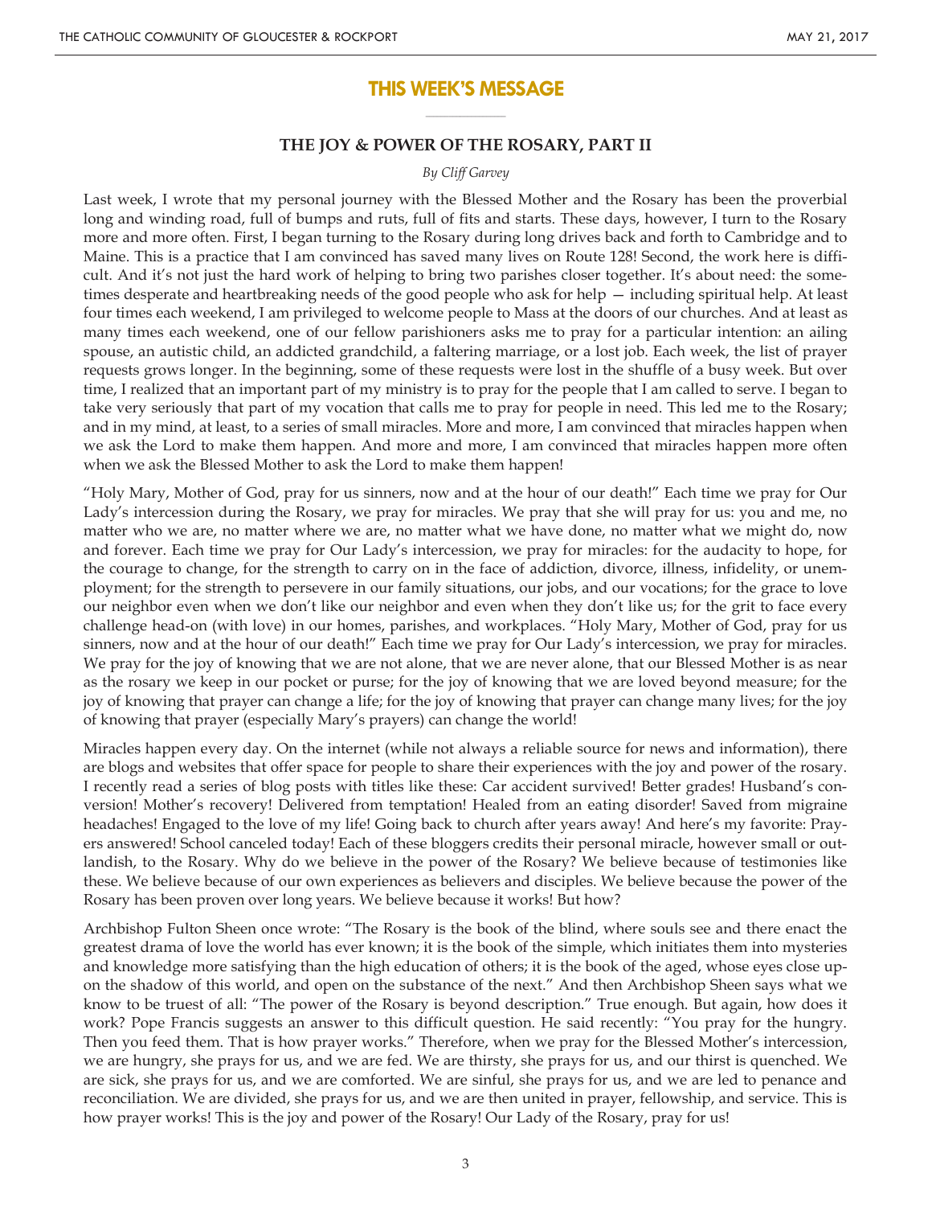## THIS WEEK'S MESSAGE

### THE JOY & POWER OF THE ROSARY, PART II

*By Cliff Garvey*

Last week, I wrote that my personal journey with the Blessed Mother and the Rosary has been the proverbial long and winding road, full of bumps and ruts, full of fits and starts. These days, however, I turn to the Rosary more and more often. First, I began turning to the Rosary during long drives back and forth to Cambridge and to Maine. This is a practice that I am convinced has saved many lives on Route 128! Second, the work here is difficult. And it's not just the hard work of helping to bring two parishes closer together. It's about need: the sometimes desperate and heartbreaking needs of the good people who ask for help — including spiritual help. At least four times each weekend, I am privileged to welcome people to Mass at the doors of our churches. And at least as many times each weekend, one of our fellow parishioners asks me to pray for a particular intention: an ailing spouse, an autistic child, an addicted grandchild, a faltering marriage, or a lost job. Each week, the list of prayer requests grows longer. In the beginning, some of these requests were lost in the shuffle of a busy week. But over time, I realized that an important part of my ministry is to pray for the people that I am called to serve. I began to take very seriously that part of my vocation that calls me to pray for people in need. This led me to the Rosary; and in my mind, at least, to a series of small miracles. More and more, I am convinced that miracles happen when we ask the Lord to make them happen. And more and more, I am convinced that miracles happen more often when we ask the Blessed Mother to ask the Lord to make them happen!

"Holy Mary, Mother of God, pray for us sinners, now and at the hour of our death!" Each time we pray for Our Lady's intercession during the Rosary, we pray for miracles. We pray that she will pray for us: you and me, no matter who we are, no matter where we are, no matter what we have done, no matter what we might do, now and forever. Each time we pray for Our Lady's intercession, we pray for miracles: for the audacity to hope, for the courage to change, for the strength to carry on in the face of addiction, divorce, illness, infidelity, or unemployment; for the strength to persevere in our family situations, our jobs, and our vocations; for the grace to love our neighbor even when we don't like our neighbor and even when they don't like us; for the grit to face every challenge head-on (with love) in our homes, parishes, and workplaces. "Holy Mary, Mother of God, pray for us sinners, now and at the hour of our death!" Each time we pray for Our Lady's intercession, we pray for miracles. We pray for the joy of knowing that we are not alone, that we are never alone, that our Blessed Mother is as near as the rosary we keep in our pocket or purse; for the joy of knowing that we are loved beyond measure; for the joy of knowing that prayer can change a life; for the joy of knowing that prayer can change many lives; for the joy of knowing that prayer (especially Mary's prayers) can change the world!

Miracles happen every day. On the internet (while not always a reliable source for news and information), there are blogs and websites that offer space for people to share their experiences with the joy and power of the rosary. I recently read a series of blog posts with titles like these: Car accident survived! Better grades! Husband's conversion! Mother's recovery! Delivered from temptation! Healed from an eating disorder! Saved from migraine headaches! Engaged to the love of my life! Going back to church after years away! And here's my favorite: Prayers answered! School canceled today! Each of these bloggers credits their personal miracle, however small or outlandish, to the Rosary. Why do we believe in the power of the Rosary? We believe because of testimonies like these. We believe because of our own experiences as believers and disciples. We believe because the power of the Rosary has been proven over long years. We believe because it works! But how?

Archbishop Fulton Sheen once wrote: "The Rosary is the book of the blind, where souls see and there enact the greatest drama of love the world has ever known; it is the book of the simple, which initiates them into mysteries and knowledge more satisfying than the high education of others; it is the book of the aged, whose eyes close upon the shadow of this world, and open on the substance of the next." And then Archbishop Sheen says what we know to be truest of all: "The power of the Rosary is beyond description." True enough. But again, how does it work? Pope Francis suggests an answer to this difficult question. He said recently: "You pray for the hungry. Then you feed them. That is how prayer works." Therefore, when we pray for the Blessed Mother's intercession, we are hungry, she prays for us, and we are fed. We are thirsty, she prays for us, and our thirst is quenched. We are sick, she prays for us, and we are comforted. We are sinful, she prays for us, and we are led to penance and reconciliation. We are divided, she prays for us, and we are then united in prayer, fellowship, and service. This is how prayer works! This is the joy and power of the Rosary! Our Lady of the Rosary, pray for us!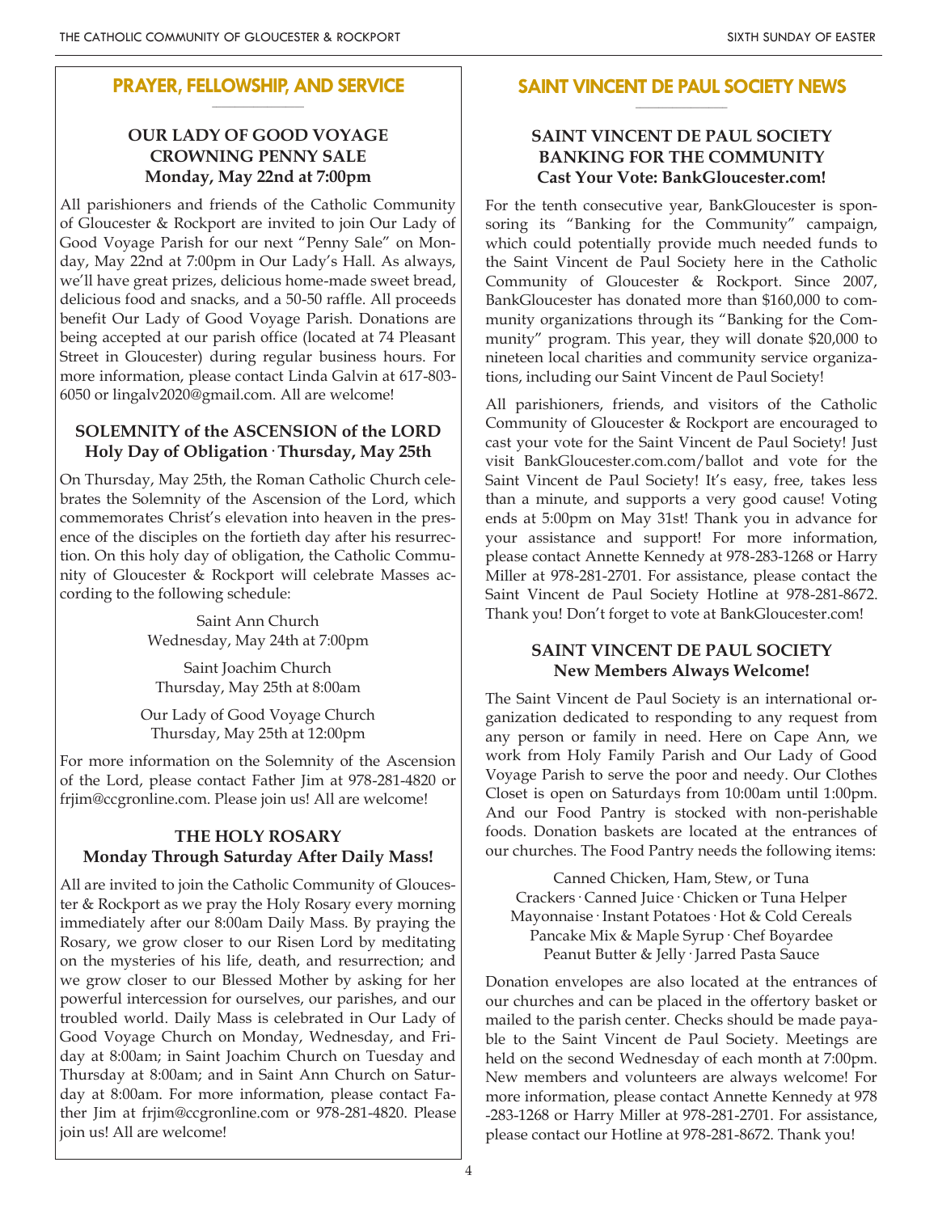## PRAYER, FELLOWSHIP, AND SERVICE

### OUR LADY OF GOOD VOYAGE CROWNING PENNY SALE
**Monday, May 22nd at 7:00pm**

All parishioners and friends of the Catholic Community of Gloucester & Rockport are invited to join Our Lady of Good Voyage Parish for our next "Penny Sale" on Monday, May 22nd at 7:00pm in Our Lady's Hall. As always, we'll have great prizes, delicious home-made sweet bread, delicious food and snacks, and a 50-50 raffle. All proceeds benefit Our Lady of Good Voyage Parish. Donations are being accepted at our parish office (located at 74 Pleasant Street in Gloucester) during regular business hours. For more information, please contact Linda Galvin at 617-803-6050 or lingalv2020@gmail.com. All are welcome!

### SOLEMNITY of the ASCENSION of the LORD
**Holy Day of Obligation · Thursday, May 25th**

On Thursday, May 25th, the Roman Catholic Church celebrates the Solemnity of the Ascension of the Lord, which commemorates Christ's elevation into heaven in the presence of the disciples on the fortieth day after his resurrection. On this holy day of obligation, the Catholic Community of Gloucester & Rockport will celebrate Masses according to the following schedule:

Saint Ann Church
Wednesday, May 24th at 7:00pm

Saint Joachim Church
Thursday, May 25th at 8:00am

Our Lady of Good Voyage Church
Thursday, May 25th at 12:00pm

For more information on the Solemnity of the Ascension of the Lord, please contact Father Jim at 978-281-4820 or frjim@ccgronline.com. Please join us! All are welcome!

### THE HOLY ROSARY
**Monday Through Saturday After Daily Mass!**

All are invited to join the Catholic Community of Gloucester & Rockport as we pray the Holy Rosary every morning immediately after our 8:00am Daily Mass. By praying the Rosary, we grow closer to our Risen Lord by meditating on the mysteries of his life, death, and resurrection; and we grow closer to our Blessed Mother by asking for her powerful intercession for ourselves, our parishes, and our troubled world. Daily Mass is celebrated in Our Lady of Good Voyage Church on Monday, Wednesday, and Friday at 8:00am; in Saint Joachim Church on Tuesday and Thursday at 8:00am; and in Saint Ann Church on Saturday at 8:00am. For more information, please contact Father Jim at frjim@ccgronline.com or 978-281-4820. Please join us! All are welcome!

## SAINT VINCENT DE PAUL SOCIETY NEWS

### SAINT VINCENT DE PAUL SOCIETY BANKING FOR THE COMMUNITY
**Cast Your Vote: BankGloucester.com!**

For the tenth consecutive year, BankGloucester is sponsoring its "Banking for the Community" campaign, which could potentially provide much needed funds to the Saint Vincent de Paul Society here in the Catholic Community of Gloucester & Rockport. Since 2007, BankGloucester has donated more than $160,000 to community organizations through its "Banking for the Community" program. This year, they will donate $20,000 to nineteen local charities and community service organizations, including our Saint Vincent de Paul Society!

All parishioners, friends, and visitors of the Catholic Community of Gloucester & Rockport are encouraged to cast your vote for the Saint Vincent de Paul Society! Just visit BankGloucester.com.com/ballot and vote for the Saint Vincent de Paul Society! It's easy, free, takes less than a minute, and supports a very good cause! Voting ends at 5:00pm on May 31st! Thank you in advance for your assistance and support! For more information, please contact Annette Kennedy at 978-283-1268 or Harry Miller at 978-281-2701. For assistance, please contact the Saint Vincent de Paul Society Hotline at 978-281-8672. Thank you! Don't forget to vote at BankGloucester.com!

### SAINT VINCENT DE PAUL SOCIETY
**New Members Always Welcome!**

The Saint Vincent de Paul Society is an international organization dedicated to responding to any request from any person or family in need. Here on Cape Ann, we work from Holy Family Parish and Our Lady of Good Voyage Parish to serve the poor and needy. Our Clothes Closet is open on Saturdays from 10:00am until 1:00pm. And our Food Pantry is stocked with non-perishable foods. Donation baskets are located at the entrances of our churches. The Food Pantry needs the following items:

Canned Chicken, Ham, Stew, or Tuna
Crackers · Canned Juice · Chicken or Tuna Helper
Mayonnaise · Instant Potatoes · Hot & Cold Cereals
Pancake Mix & Maple Syrup · Chef Boyardee
Peanut Butter & Jelly · Jarred Pasta Sauce

Donation envelopes are also located at the entrances of our churches and can be placed in the offertory basket or mailed to the parish center. Checks should be made payable to the Saint Vincent de Paul Society. Meetings are held on the second Wednesday of each month at 7:00pm. New members and volunteers are always welcome! For more information, please contact Annette Kennedy at 978-283-1268 or Harry Miller at 978-281-2701. For assistance, please contact our Hotline at 978-281-8672. Thank you!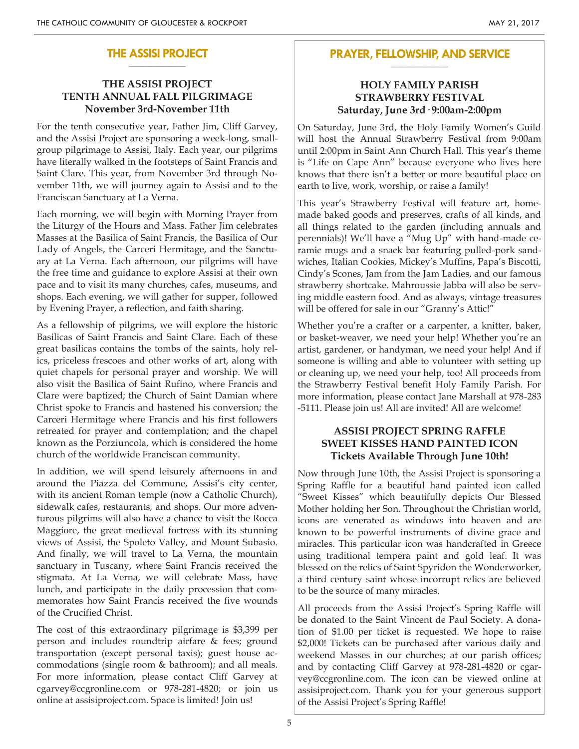## THE ASSISI PROJECT

### THE ASSISI PROJECT TENTH ANNUAL FALL PILGRIMAGE November 3rd-November 11th

For the tenth consecutive year, Father Jim, Cliff Garvey, and the Assisi Project are sponsoring a week-long, small-group pilgrimage to Assisi, Italy. Each year, our pilgrims have literally walked in the footsteps of Saint Francis and Saint Clare. This year, from November 3rd through November 11th, we will journey again to Assisi and to the Franciscan Sanctuary at La Verna.

Each morning, we will begin with Morning Prayer from the Liturgy of the Hours and Mass. Father Jim celebrates Masses at the Basilica of Saint Francis, the Basilica of Our Lady of Angels, the Carceri Hermitage, and the Sanctuary at La Verna. Each afternoon, our pilgrims will have the free time and guidance to explore Assisi at their own pace and to visit its many churches, cafes, museums, and shops. Each evening, we will gather for supper, followed by Evening Prayer, a reflection, and faith sharing.

As a fellowship of pilgrims, we will explore the historic Basilicas of Saint Francis and Saint Clare. Each of these great basilicas contains the tombs of the saints, holy relics, priceless frescoes and other works of art, along with quiet chapels for personal prayer and worship. We will also visit the Basilica of Saint Rufino, where Francis and Clare were baptized; the Church of Saint Damian where Christ spoke to Francis and hastened his conversion; the Carceri Hermitage where Francis and his first followers retreated for prayer and contemplation; and the chapel known as the Porziuncola, which is considered the home church of the worldwide Franciscan community.

In addition, we will spend leisurely afternoons in and around the Piazza del Commune, Assisi's city center, with its ancient Roman temple (now a Catholic Church), sidewalk cafes, restaurants, and shops. Our more adventurous pilgrims will also have a chance to visit the Rocca Maggiore, the great medieval fortress with its stunning views of Assisi, the Spoleto Valley, and Mount Subasio. And finally, we will travel to La Verna, the mountain sanctuary in Tuscany, where Saint Francis received the stigmata. At La Verna, we will celebrate Mass, have lunch, and participate in the daily procession that commemorates how Saint Francis received the five wounds of the Crucified Christ.

The cost of this extraordinary pilgrimage is $3,399 per person and includes roundtrip airfare & fees; ground transportation (except personal taxis); guest house accommodations (single room & bathroom); and all meals. For more information, please contact Cliff Garvey at cgarvey@ccgronline.com or 978-281-4820; or join us online at assisiproject.com. Space is limited! Join us!

## PRAYER, FELLOWSHIP, AND SERVICE

### HOLY FAMILY PARISH STRAWBERRY FESTIVAL Saturday, June 3rd · 9:00am-2:00pm

On Saturday, June 3rd, the Holy Family Women's Guild will host the Annual Strawberry Festival from 9:00am until 2:00pm in Saint Ann Church Hall. This year's theme is "Life on Cape Ann" because everyone who lives here knows that there isn't a better or more beautiful place on earth to live, work, worship, or raise a family!

This year's Strawberry Festival will feature art, homemade baked goods and preserves, crafts of all kinds, and all things related to the garden (including annuals and perennials)! We'll have a "Mug Up" with hand-made ceramic mugs and a snack bar featuring pulled-pork sandwiches, Italian Cookies, Mickey's Muffins, Papa's Biscotti, Cindy's Scones, Jam from the Jam Ladies, and our famous strawberry shortcake. Mahroussie Jabba will also be serving middle eastern food. And as always, vintage treasures will be offered for sale in our "Granny's Attic!"

Whether you're a crafter or a carpenter, a knitter, baker, or basket-weaver, we need your help! Whether you're an artist, gardener, or handyman, we need your help! And if someone is willing and able to volunteer with setting up or cleaning up, we need your help, too! All proceeds from the Strawberry Festival benefit Holy Family Parish. For more information, please contact Jane Marshall at 978-283-5111. Please join us! All are invited! All are welcome!

### ASSISI PROJECT SPRING RAFFLE SWEET KISSES HAND PAINTED ICON Tickets Available Through June 10th!

Now through June 10th, the Assisi Project is sponsoring a Spring Raffle for a beautiful hand painted icon called "Sweet Kisses" which beautifully depicts Our Blessed Mother holding her Son. Throughout the Christian world, icons are venerated as windows into heaven and are known to be powerful instruments of divine grace and miracles. This particular icon was handcrafted in Greece using traditional tempera paint and gold leaf. It was blessed on the relics of Saint Spyridon the Wonderworker, a third century saint whose incorrupt relics are believed to be the source of many miracles.

All proceeds from the Assisi Project's Spring Raffle will be donated to the Saint Vincent de Paul Society. A donation of $1.00 per ticket is requested. We hope to raise $2,000! Tickets can be purchased after various daily and weekend Masses in our churches; at our parish offices; and by contacting Cliff Garvey at 978-281-4820 or cgarvey@ccgronline.com. The icon can be viewed online at assisiproject.com. Thank you for your generous support of the Assisi Project's Spring Raffle!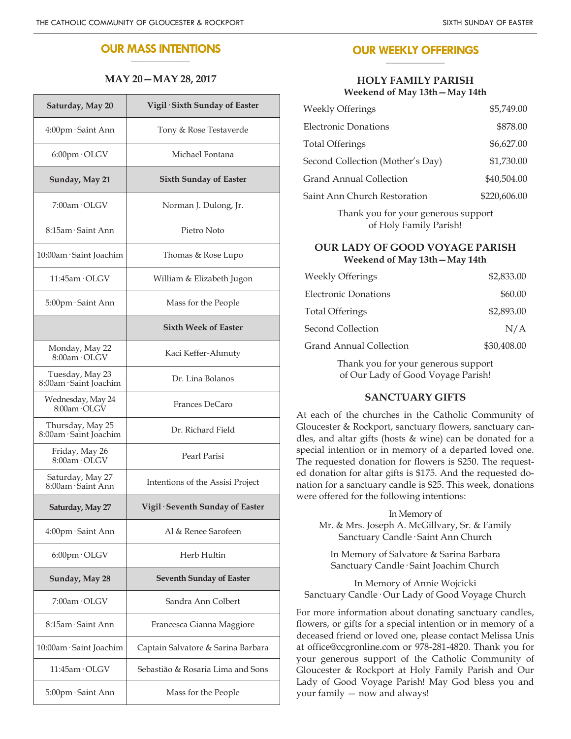## OUR MASS INTENTIONS

**MAY 20 — MAY 28, 2017**

| | |
|---|---|
| **Saturday, May 20** | **Vigil · Sixth Sunday of Easter** |
| 4:00pm · Saint Ann | Tony & Rose Testaverde |
| 6:00pm · OLGV | Michael Fontana |
| **Sunday, May 21** | **Sixth Sunday of Easter** |
| 7:00am · OLGV | Norman J. Dulong, Jr. |
| 8:15am · Saint Ann | Pietro Noto |
| 10:00am · Saint Joachim | Thomas & Rose Lupo |
| 11:45am · OLGV | William & Elizabeth Jugon |
| 5:00pm · Saint Ann | Mass for the People |
| | **Sixth Week of Easter** |
| Monday, May 22 8:00am · OLGV | Kaci Keffer-Ahmuty |
| Tuesday, May 23 8:00am · Saint Joachim | Dr. Lina Bolanos |
| Wednesday, May 24 8:00am · OLGV | Frances DeCaro |
| Thursday, May 25 8:00am · Saint Joachim | Dr. Richard Field |
| Friday, May 26 8:00am · OLGV | Pearl Parisi |
| Saturday, May 27 8:00am · Saint Ann | Intentions of the Assisi Project |
| **Saturday, May 27** | **Vigil · Seventh Sunday of Easter** |
| 4:00pm · Saint Ann | Al & Renee Sarofeen |
| 6:00pm · OLGV | Herb Hultin |
| **Sunday, May 28** | **Seventh Sunday of Easter** |
| 7:00am · OLGV | Sandra Ann Colbert |
| 8:15am · Saint Ann | Francesca Gianna Maggiore |
| 10:00am · Saint Joachim | Captain Salvatore & Sarina Barbara |
| 11:45am · OLGV | Sebastião & Rosaria Lima and Sons |
| 5:00pm · Saint Ann | Mass for the People |

## OUR WEEKLY OFFERINGS

### HOLY FAMILY PARISH
**Weekend of May 13th — May 14th**

| | |
|---|---|
| Weekly Offerings | $5,749.00 |
| Electronic Donations | $878.00 |
| Total Offerings | $6,627.00 |
| Second Collection (Mother's Day) | $1,730.00 |
| Grand Annual Collection | $40,504.00 |
| Saint Ann Church Restoration | $220,606.00 |

Thank you for your generous support of Holy Family Parish!

### OUR LADY OF GOOD VOYAGE PARISH
**Weekend of May 13th — May 14th**

| | |
|---|---|
| Weekly Offerings | $2,833.00 |
| Electronic Donations | $60.00 |
| Total Offerings | $2,893.00 |
| Second Collection | N/A |
| Grand Annual Collection | $30,408.00 |

Thank you for your generous support of Our Lady of Good Voyage Parish!

### SANCTUARY GIFTS

At each of the churches in the Catholic Community of Gloucester & Rockport, sanctuary flowers, sanctuary candles, and altar gifts (hosts & wine) can be donated for a special intention or in memory of a departed loved one. The requested donation for flowers is $250. The requested donation for altar gifts is $175. And the requested donation for a sanctuary candle is $25. This week, donations were offered for the following intentions:

In Memory of
Mr. & Mrs. Joseph A. McGillvary, Sr. & Family
Sanctuary Candle · Saint Ann Church

In Memory of Salvatore & Sarina Barbara
Sanctuary Candle · Saint Joachim Church

In Memory of Annie Wojcicki
Sanctuary Candle · Our Lady of Good Voyage Church

For more information about donating sanctuary candles, flowers, or gifts for a special intention or in memory of a deceased friend or loved one, please contact Melissa Unis at office@ccgronline.com or 978-281-4820. Thank you for your generous support of the Catholic Community of Gloucester & Rockport at Holy Family Parish and Our Lady of Good Voyage Parish! May God bless you and your family — now and always!